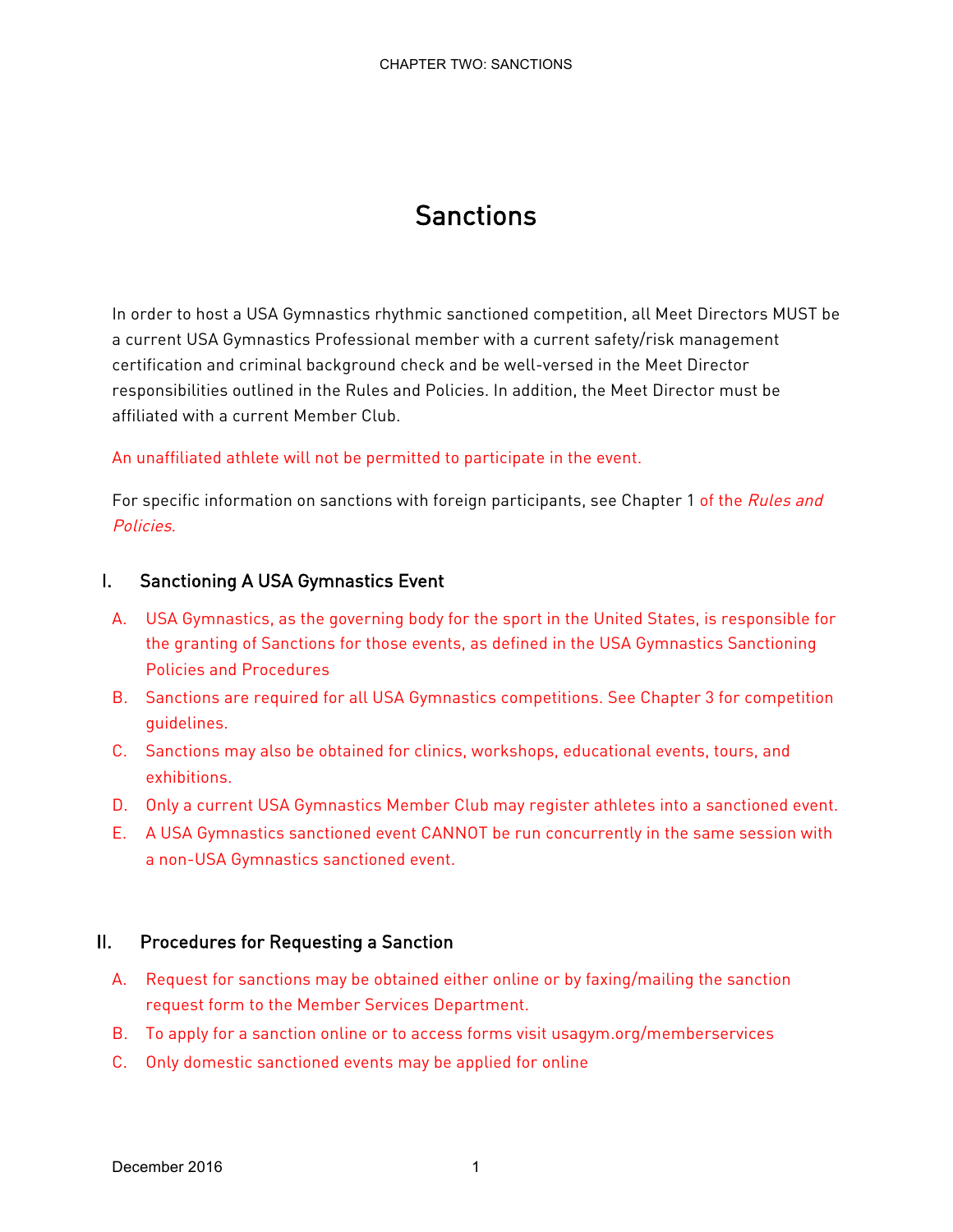# Sanctions

In order to host a USA Gymnastics rhythmic sanctioned competition, all Meet Directors MUST be a current USA Gymnastics Professional member with a current safety/risk management certification and criminal background check and be well-versed in the Meet Director responsibilities outlined in the Rules and Policies. In addition, the Meet Director must be affiliated with a current Member Club.

An unaffiliated athlete will not be permitted to participate in the event.

For specific information on sanctions with foreign participants, see Chapter 1 of the *Rules and Policies.*

## I. Sanctioning A USA Gymnastics Event

A. USA Gymnastics, as the governing body for the sport in the United States, is responsible for the granting of Sanctions for those events, as defined in the USA Gymnastics Sanctioning Policies and Procedures

B. Sanctions are required for all USA Gymnastics competitions. See Chapter 3 for competition guidelines.

C. Sanctions may also be obtained for clinics, workshops, educational events, tours, and exhibitions.

D. Only a current USA Gymnastics Member Club may register athletes into a sanctioned event.

E. A USA Gymnastics sanctioned event CANNOT be run concurrently in the same session with a non-USA Gymnastics sanctioned event.

## II. Procedures for Requesting a Sanction

A. Request for sanctions may be obtained either online or by faxing/mailing the sanction request form to the Member Services Department.

B. To apply for a sanction online or to access forms visit usagym.org/memberservices

C. Only domestic sanctioned events may be applied for online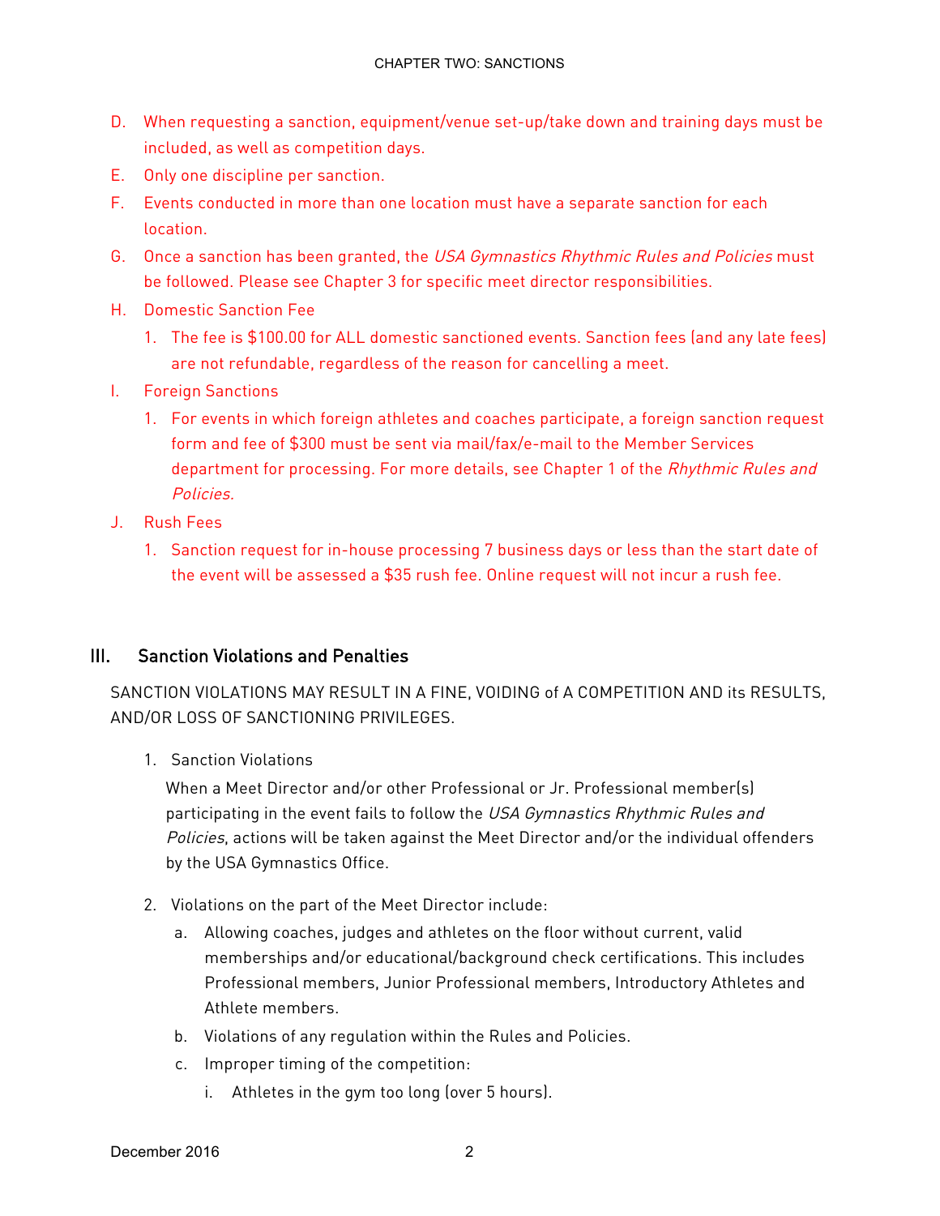D. When requesting a sanction, equipment/venue set-up/take down and training days must be included, as well as competition days.

E. Only one discipline per sanction.

F. Events conducted in more than one location must have a separate sanction for each location.

G. Once a sanction has been granted, the *USA Gymnastics Rhythmic Rules and Policies* must be followed. Please see Chapter 3 for specific meet director responsibilities.

H. Domestic Sanction Fee

   1. The fee is $100.00 for ALL domestic sanctioned events. Sanction fees (and any late fees) are not refundable, regardless of the reason for cancelling a meet.

I. Foreign Sanctions

   1. For events in which foreign athletes and coaches participate, a foreign sanction request form and fee of $300 must be sent via mail/fax/e-mail to the Member Services department for processing. For more details, see Chapter 1 of the *Rhythmic Rules and Policies.*

J. Rush Fees

   1. Sanction request for in-house processing 7 business days or less than the start date of the event will be assessed a $35 rush fee. Online request will not incur a rush fee.

## III. Sanction Violations and Penalties

SANCTION VIOLATIONS MAY RESULT IN A FINE, VOIDING of A COMPETITION AND its RESULTS, AND/OR LOSS OF SANCTIONING PRIVILEGES.

1. Sanction Violations

   When a Meet Director and/or other Professional or Jr. Professional member(s) participating in the event fails to follow the *USA Gymnastics Rhythmic Rules and Policies*, actions will be taken against the Meet Director and/or the individual offenders by the USA Gymnastics Office.

2. Violations on the part of the Meet Director include:

   a. Allowing coaches, judges and athletes on the floor without current, valid memberships and/or educational/background check certifications. This includes Professional members, Junior Professional members, Introductory Athletes and Athlete members.

   b. Violations of any regulation within the Rules and Policies.

   c. Improper timing of the competition:

      i. Athletes in the gym too long (over 5 hours).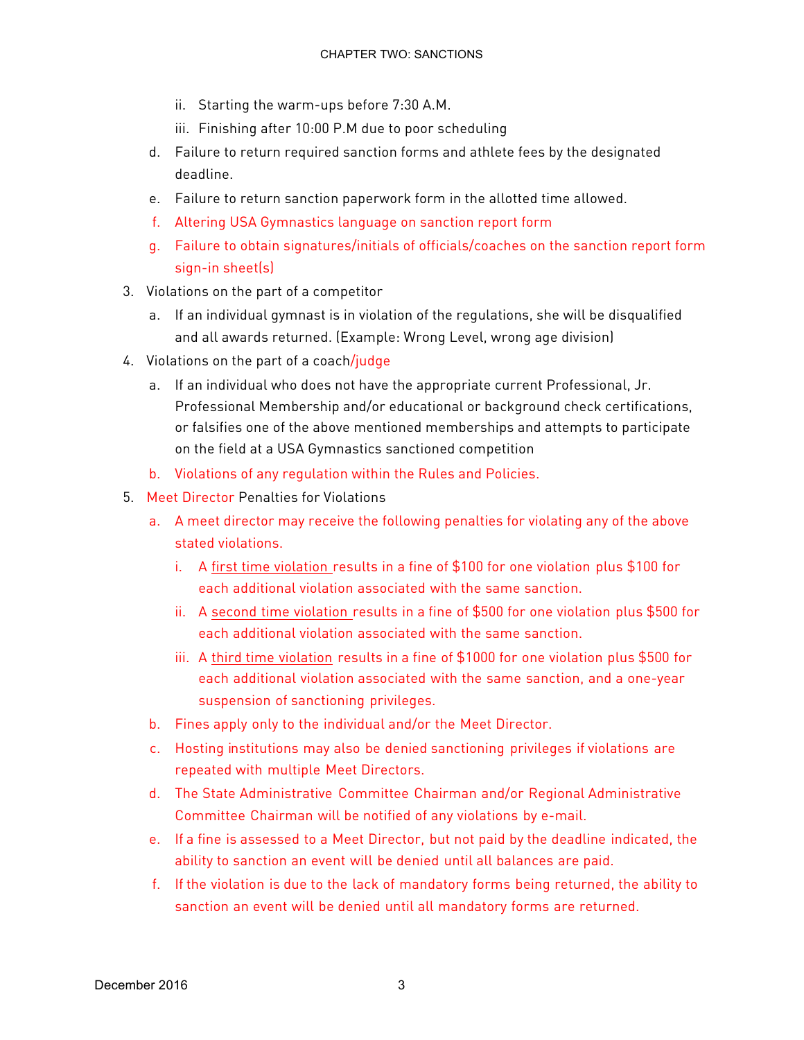ii. Starting the warm-ups before 7:30 A.M.
iii. Finishing after 10:00 P.M due to poor scheduling

d. Failure to return required sanction forms and athlete fees by the designated deadline.
e. Failure to return sanction paperwork form in the allotted time allowed.
f. Altering USA Gymnastics language on sanction report form
g. Failure to obtain signatures/initials of officials/coaches on the sanction report form sign-in sheet(s)

3. Violations on the part of a competitor
   a. If an individual gymnast is in violation of the regulations, she will be disqualified and all awards returned. (Example: Wrong Level, wrong age division)
4. Violations on the part of a coach/judge
   a. If an individual who does not have the appropriate current Professional, Jr. Professional Membership and/or educational or background check certifications, or falsifies one of the above mentioned memberships and attempts to participate on the field at a USA Gymnastics sanctioned competition
   b. Violations of any regulation within the Rules and Policies.
5. Meet Director Penalties for Violations
   a. A meet director may receive the following penalties for violating any of the above stated violations.
      i. A first time violation results in a fine of $100 for one violation plus $100 for each additional violation associated with the same sanction.
      ii. A second time violation results in a fine of $500 for one violation plus $500 for each additional violation associated with the same sanction.
      iii. A third time violation results in a fine of $1000 for one violation plus $500 for each additional violation associated with the same sanction, and a one-year suspension of sanctioning privileges.
   b. Fines apply only to the individual and/or the Meet Director.
   c. Hosting institutions may also be denied sanctioning privileges if violations are repeated with multiple Meet Directors.
   d. The State Administrative Committee Chairman and/or Regional Administrative Committee Chairman will be notified of any violations by e-mail.
   e. If a fine is assessed to a Meet Director, but not paid by the deadline indicated, the ability to sanction an event will be denied until all balances are paid.
   f. If the violation is due to the lack of mandatory forms being returned, the ability to sanction an event will be denied until all mandatory forms are returned.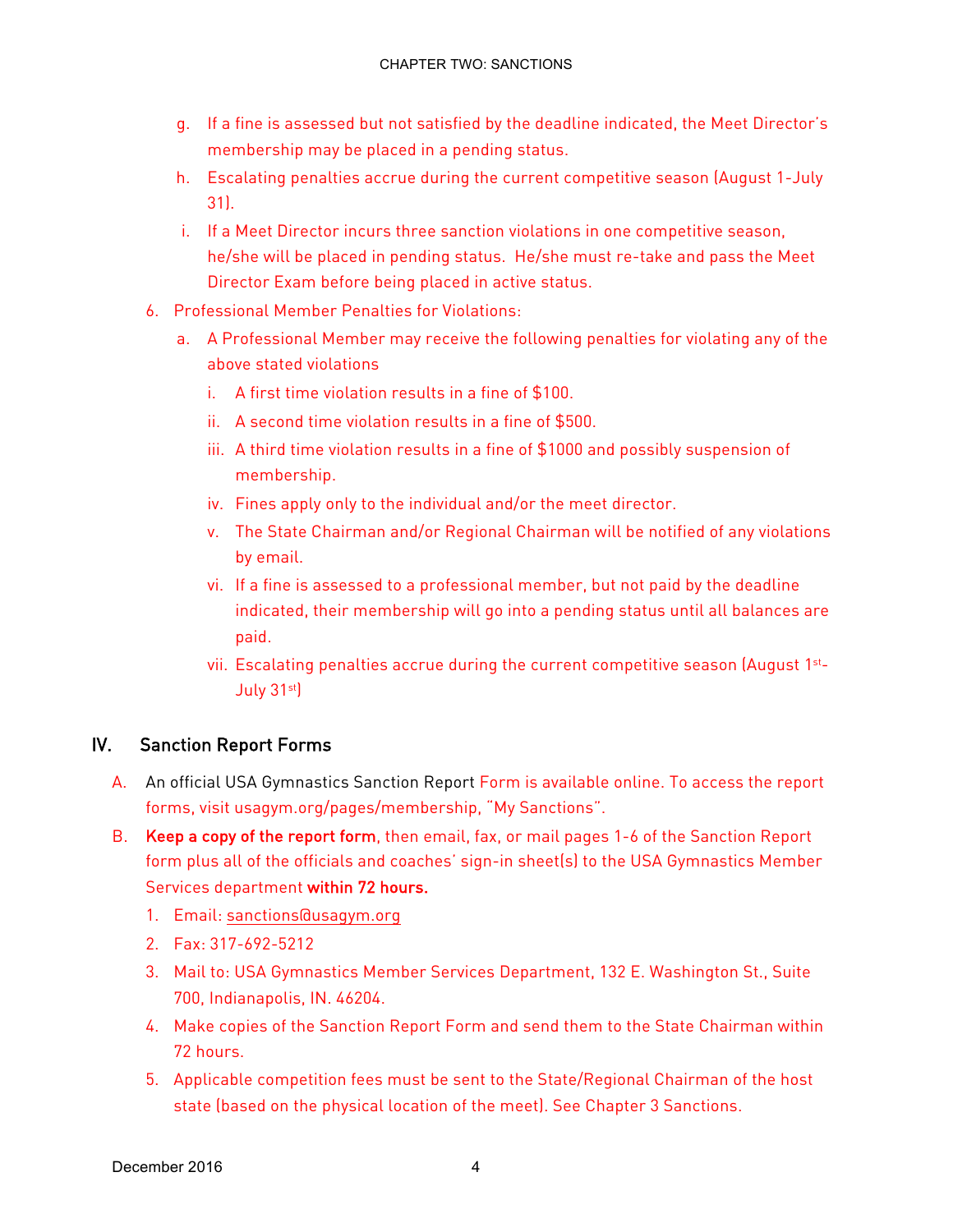g. If a fine is assessed but not satisfied by the deadline indicated, the Meet Director's membership may be placed in a pending status.

h. Escalating penalties accrue during the current competitive season (August 1-July 31).

i. If a Meet Director incurs three sanction violations in one competitive season, he/she will be placed in pending status. He/she must re-take and pass the Meet Director Exam before being placed in active status.

6. Professional Member Penalties for Violations:
   a. A Professional Member may receive the following penalties for violating any of the above stated violations
      i. A first time violation results in a fine of $100.
      ii. A second time violation results in a fine of $500.
      iii. A third time violation results in a fine of $1000 and possibly suspension of membership.
      iv. Fines apply only to the individual and/or the meet director.
      v. The State Chairman and/or Regional Chairman will be notified of any violations by email.
      vi. If a fine is assessed to a professional member, but not paid by the deadline indicated, their membership will go into a pending status until all balances are paid.
      vii. Escalating penalties accrue during the current competitive season (August 1st-July 31st)

## IV. Sanction Report Forms

A. An official USA Gymnastics Sanction Report Form is available online. To access the report forms, visit usagym.org/pages/membership, "My Sanctions".

B. **Keep a copy of the report form,** then email, fax, or mail pages 1-6 of the Sanction Report form plus all of the officials and coaches' sign-in sheet(s) to the USA Gymnastics Member Services department **within 72 hours.**
   1. Email: sanctions@usagym.org
   2. Fax: 317-692-5212
   3. Mail to: USA Gymnastics Member Services Department, 132 E. Washington St., Suite 700, Indianapolis, IN. 46204.
   4. Make copies of the Sanction Report Form and send them to the State Chairman within 72 hours.
   5. Applicable competition fees must be sent to the State/Regional Chairman of the host state (based on the physical location of the meet). See Chapter 3 Sanctions.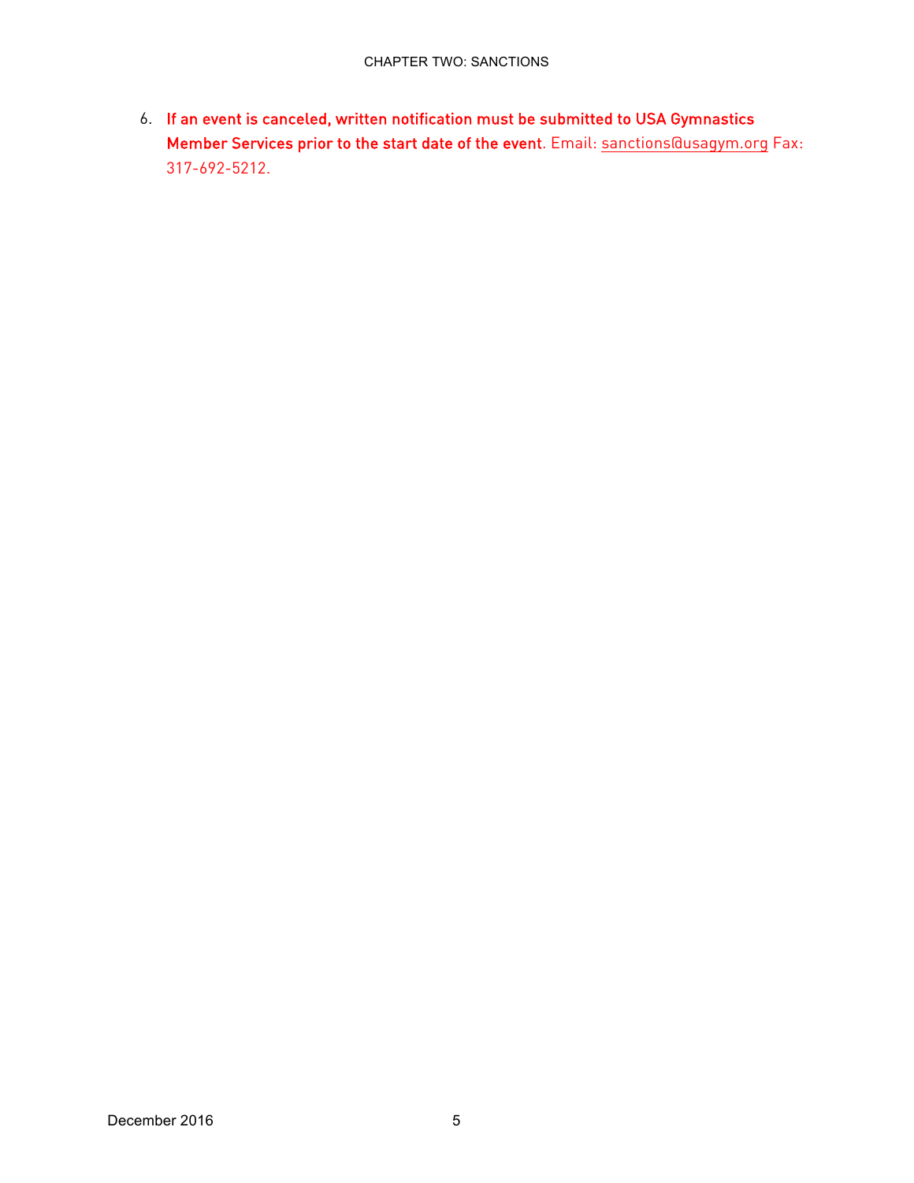6. **If an event is canceled, written notification must be submitted to USA Gymnastics Member Services prior to the start date of the event**. Email: sanctions@usagym.org Fax: 317-692-5212.